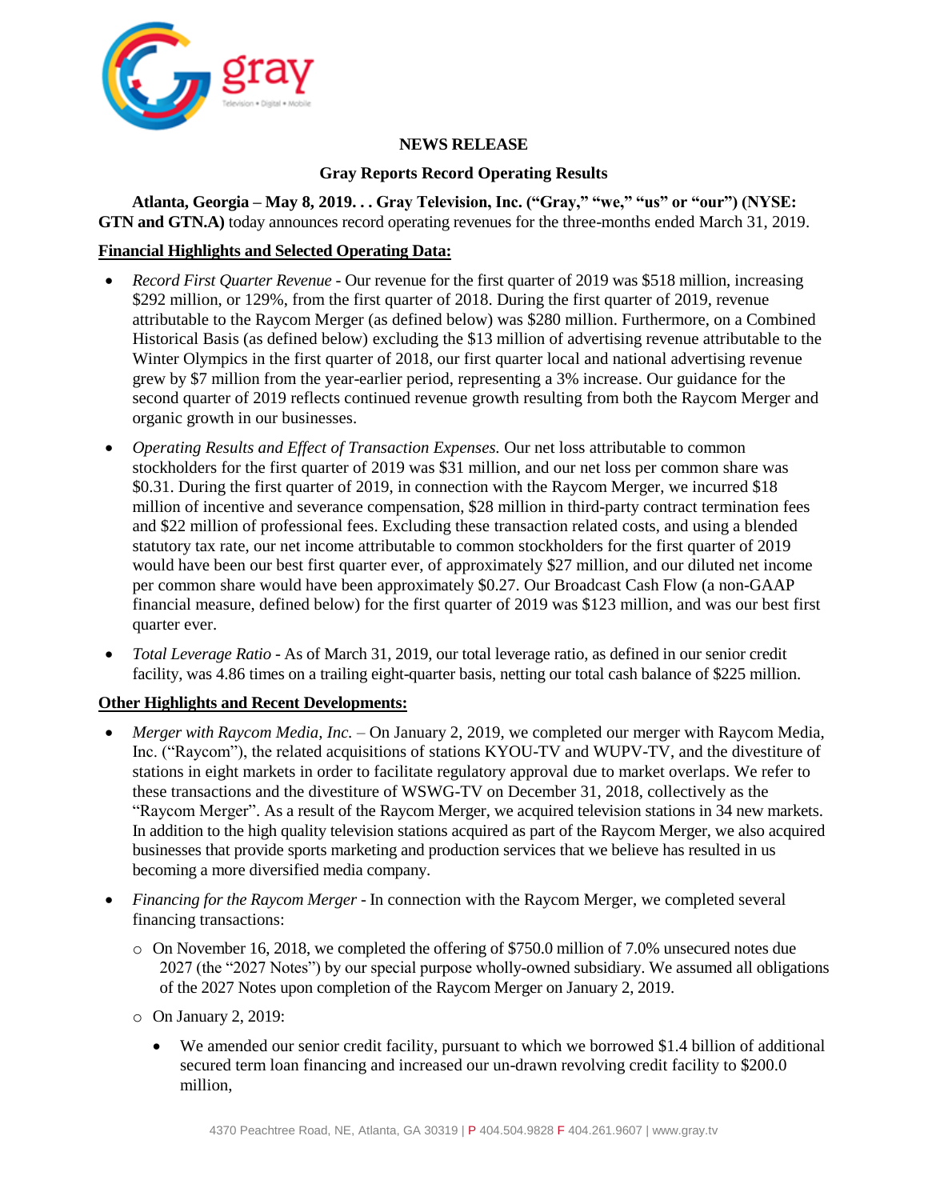# NEWS RELEASE

## Gray Reports Record Operating Results

**Atlanta, Georgia – May 8, 2019. . . Gray Television, Inc. ("Gray," "we," "us" or "our") (NYSE: GTN and GTN.A)** today announces record operating revenues for the three-months ended March 31, 2019.

**Financial Highlights and Selected Operating Data:**

- *Record First Quarter Revenue* - Our revenue for the first quarter of 2019 was $518 million, increasing $292 million, or 129%, from the first quarter of 2018. During the first quarter of 2019, revenue attributable to the Raycom Merger (as defined below) was $280 million. Furthermore, on a Combined Historical Basis (as defined below) excluding the $13 million of advertising revenue attributable to the Winter Olympics in the first quarter of 2018, our first quarter local and national advertising revenue grew by $7 million from the year-earlier period, representing a 3% increase. Our guidance for the second quarter of 2019 reflects continued revenue growth resulting from both the Raycom Merger and organic growth in our businesses.
- *Operating Results and Effect of Transaction Expenses.* Our net loss attributable to common stockholders for the first quarter of 2019 was $31 million, and our net loss per common share was $0.31. During the first quarter of 2019, in connection with the Raycom Merger, we incurred $18 million of incentive and severance compensation, $28 million in third-party contract termination fees and $22 million of professional fees. Excluding these transaction related costs, and using a blended statutory tax rate, our net income attributable to common stockholders for the first quarter of 2019 would have been our best first quarter ever, of approximately $27 million, and our diluted net income per common share would have been approximately $0.27. Our Broadcast Cash Flow (a non-GAAP financial measure, defined below) for the first quarter of 2019 was $123 million, and was our best first quarter ever.
- *Total Leverage Ratio* - As of March 31, 2019, our total leverage ratio, as defined in our senior credit facility, was 4.86 times on a trailing eight-quarter basis, netting our total cash balance of $225 million.

**Other Highlights and Recent Developments:**

- *Merger with Raycom Media, Inc.* – On January 2, 2019, we completed our merger with Raycom Media, Inc. ("Raycom"), the related acquisitions of stations KYOU-TV and WUPV-TV, and the divestiture of stations in eight markets in order to facilitate regulatory approval due to market overlaps. We refer to these transactions and the divestiture of WSWG-TV on December 31, 2018, collectively as the "Raycom Merger". As a result of the Raycom Merger, we acquired television stations in 34 new markets. In addition to the high quality television stations acquired as part of the Raycom Merger, we also acquired businesses that provide sports marketing and production services that we believe has resulted in us becoming a more diversified media company.
- *Financing for the Raycom Merger* - In connection with the Raycom Merger, we completed several financing transactions:
  - On November 16, 2018, we completed the offering of $750.0 million of 7.0% unsecured notes due 2027 (the "2027 Notes") by our special purpose wholly-owned subsidiary. We assumed all obligations of the 2027 Notes upon completion of the Raycom Merger on January 2, 2019.
  - On January 2, 2019:
    - We amended our senior credit facility, pursuant to which we borrowed $1.4 billion of additional secured term loan financing and increased our un-drawn revolving credit facility to $200.0 million,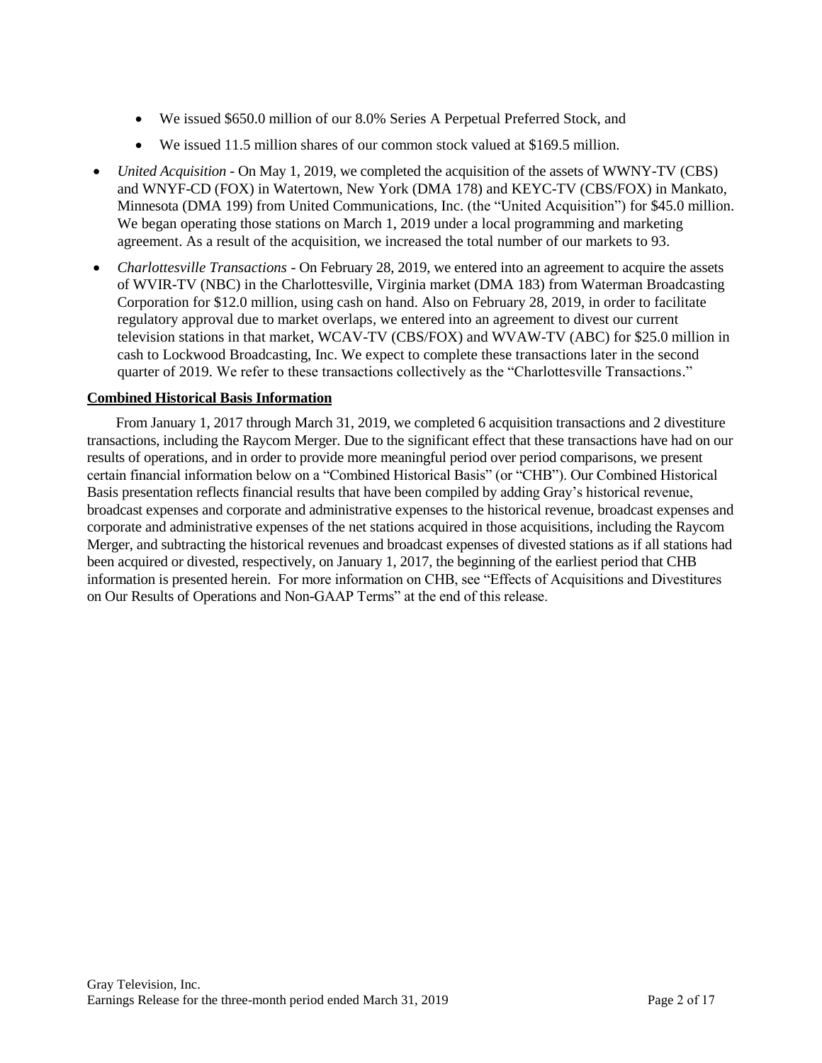- We issued $650.0 million of our 8.0% Series A Perpetual Preferred Stock, and
    - We issued 11.5 million shares of our common stock valued at $169.5 million.

- *United Acquisition* - On May 1, 2019, we completed the acquisition of the assets of WWNY-TV (CBS) and WNYF-CD (FOX) in Watertown, New York (DMA 178) and KEYC-TV (CBS/FOX) in Mankato, Minnesota (DMA 199) from United Communications, Inc. (the "United Acquisition") for $45.0 million. We began operating those stations on March 1, 2019 under a local programming and marketing agreement. As a result of the acquisition, we increased the total number of our markets to 93.
- *Charlottesville Transactions* - On February 28, 2019, we entered into an agreement to acquire the assets of WVIR-TV (NBC) in the Charlottesville, Virginia market (DMA 183) from Waterman Broadcasting Corporation for $12.0 million, using cash on hand. Also on February 28, 2019, in order to facilitate regulatory approval due to market overlaps, we entered into an agreement to divest our current television stations in that market, WCAV-TV (CBS/FOX) and WVAW-TV (ABC) for $25.0 million in cash to Lockwood Broadcasting, Inc. We expect to complete these transactions later in the second quarter of 2019. We refer to these transactions collectively as the "Charlottesville Transactions."

**Combined Historical Basis Information**

From January 1, 2017 through March 31, 2019, we completed 6 acquisition transactions and 2 divestiture transactions, including the Raycom Merger. Due to the significant effect that these transactions have had on our results of operations, and in order to provide more meaningful period over period comparisons, we present certain financial information below on a "Combined Historical Basis" (or "CHB"). Our Combined Historical Basis presentation reflects financial results that have been compiled by adding Gray's historical revenue, broadcast expenses and corporate and administrative expenses to the historical revenue, broadcast expenses and corporate and administrative expenses of the net stations acquired in those acquisitions, including the Raycom Merger, and subtracting the historical revenues and broadcast expenses of divested stations as if all stations had been acquired or divested, respectively, on January 1, 2017, the beginning of the earliest period that CHB information is presented herein. For more information on CHB, see "Effects of Acquisitions and Divestitures on Our Results of Operations and Non-GAAP Terms" at the end of this release.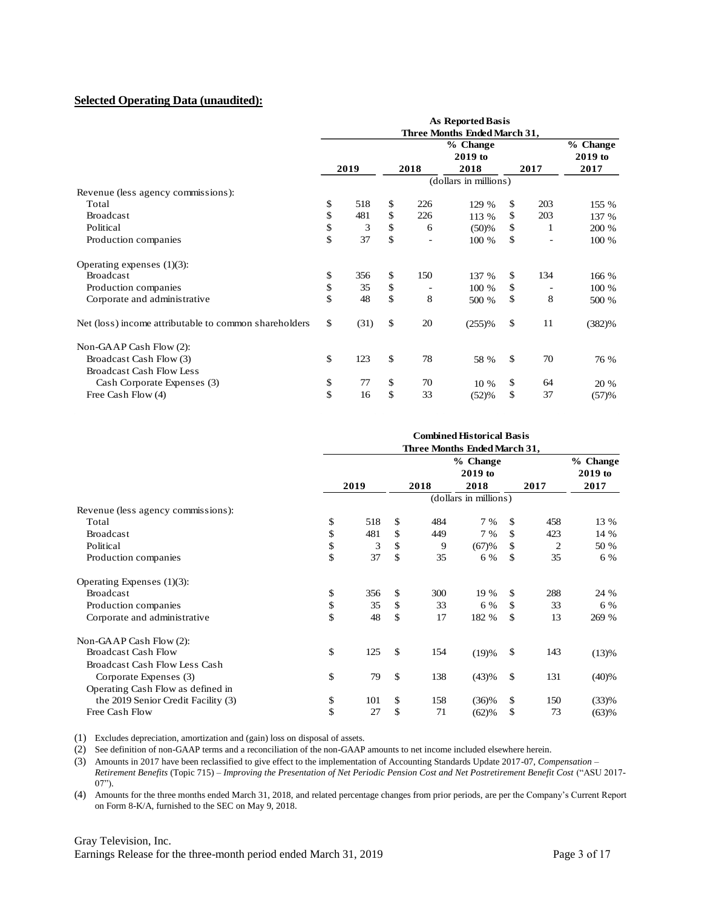**Selected Operating Data (unaudited):**

| | As Reported Basis | | | | |
|---|---|---|---|---|---|
| | Three Months Ended March 31, | | | | |
| | 2019 | 2018 | % Change 2019 to 2018 | 2017 | % Change 2019 to 2017 |
| | (dollars in millions) | | | | |
| Revenue (less agency commissions): | | | | | |
| Total | $ 518 | $ 226 | 129 % | $ 203 | 155 % |
| Broadcast | $ 481 | $ 226 | 113 % | $ 203 | 137 % |
| Political | $ 3 | $ 6 | (50)% | $ 1 | 200 % |
| Production companies | $ 37 | $ - | 100 % | $ - | 100 % |
| Operating expenses (1)(3): | | | | | |
| Broadcast | $ 356 | $ 150 | 137 % | $ 134 | 166 % |
| Production companies | $ 35 | $ - | 100 % | $ - | 100 % |
| Corporate and administrative | $ 48 | $ 8 | 500 % | $ 8 | 500 % |
| Net (loss) income attributable to common shareholders | $ (31) | $ 20 | (255)% | $ 11 | (382)% |
| Non-GAAP Cash Flow (2): | | | | | |
| Broadcast Cash Flow (3) | $ 123 | $ 78 | 58 % | $ 70 | 76 % |
| Broadcast Cash Flow Less Cash Corporate Expenses (3) | $ 77 | $ 70 | 10 % | $ 64 | 20 % |
| Free Cash Flow (4) | $ 16 | $ 33 | (52)% | $ 37 | (57)% |

| | Combined Historical Basis | | | | |
|---|---|---|---|---|---|
| | Three Months Ended March 31, | | | | |
| | 2019 | 2018 | % Change 2019 to 2018 | 2017 | % Change 2019 to 2017 |
| | (dollars in millions) | | | | |
| Revenue (less agency commissions): | | | | | |
| Total | $ 518 | $ 484 | 7 % | $ 458 | 13 % |
| Broadcast | $ 481 | $ 449 | 7 % | $ 423 | 14 % |
| Political | $ 3 | $ 9 | (67)% | $ 2 | 50 % |
| Production companies | $ 37 | $ 35 | 6 % | $ 35 | 6 % |
| Operating Expenses (1)(3): | | | | | |
| Broadcast | $ 356 | $ 300 | 19 % | $ 288 | 24 % |
| Production companies | $ 35 | $ 33 | 6 % | $ 33 | 6 % |
| Corporate and administrative | $ 48 | $ 17 | 182 % | $ 13 | 269 % |
| Non-GAAP Cash Flow (2): | | | | | |
| Broadcast Cash Flow | $ 125 | $ 154 | (19)% | $ 143 | (13)% |
| Broadcast Cash Flow Less Cash Corporate Expenses (3) | $ 79 | $ 138 | (43)% | $ 131 | (40)% |
| Operating Cash Flow as defined in the 2019 Senior Credit Facility (3) | $ 101 | $ 158 | (36)% | $ 150 | (33)% |
| Free Cash Flow | $ 27 | $ 71 | (62)% | $ 73 | (63)% |

(1) Excludes depreciation, amortization and (gain) loss on disposal of assets.

(2) See definition of non-GAAP terms and a reconciliation of the non-GAAP amounts to net income included elsewhere herein.

(3) Amounts in 2017 have been reclassified to give effect to the implementation of Accounting Standards Update 2017-07, *Compensation – Retirement Benefits* (Topic 715) – *Improving the Presentation of Net Periodic Pension Cost and Net Postretirement Benefit Cost* ("ASU 2017-07").

(4) Amounts for the three months ended March 31, 2018, and related percentage changes from prior periods, are per the Company's Current Report on Form 8-K/A, furnished to the SEC on May 9, 2018.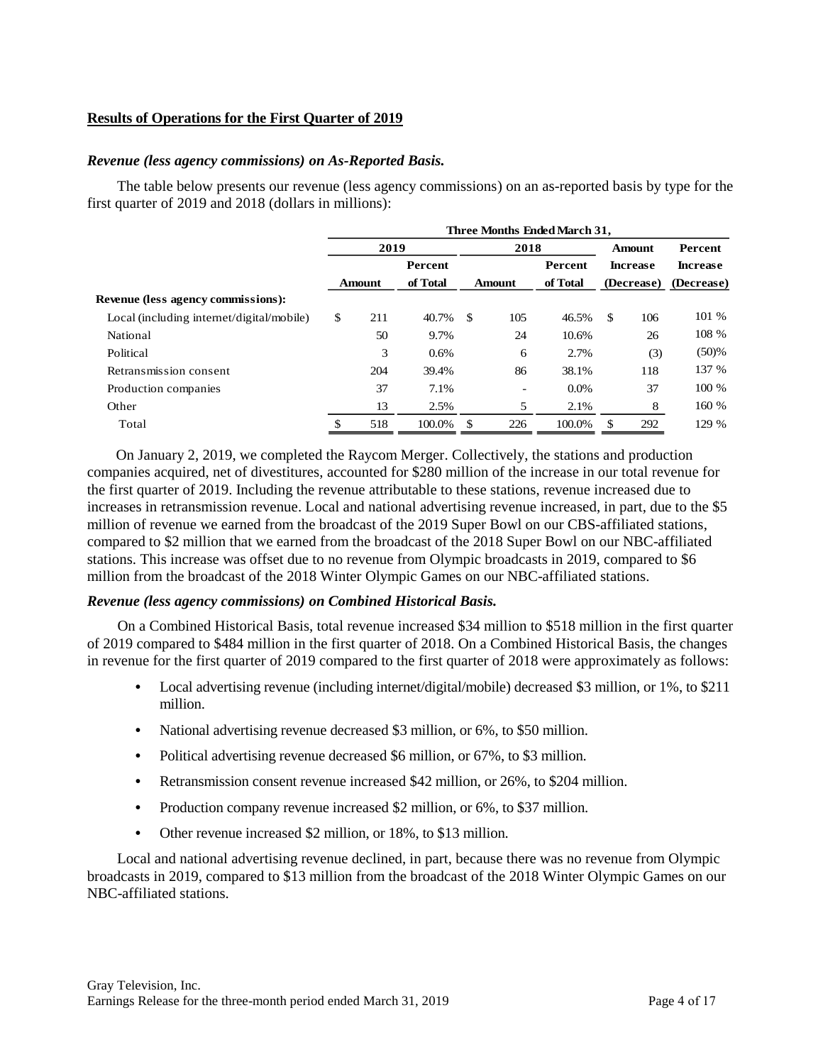## Results of Operations for the First Quarter of 2019

### *Revenue (less agency commissions) on As-Reported Basis.*

The table below presents our revenue (less agency commissions) on an as-reported basis by type for the first quarter of 2019 and 2018 (dollars in millions):

| | Three Months Ended March 31, | | | | | |
|---|---|---|---|---|---|---|
| | 2019 | | 2018 | | Amount | Percent |
| | Amount | Percent of Total | Amount | Percent of Total | Increase (Decrease) | Increase (Decrease) |
| **Revenue (less agency commissions):** | | | | | | |
| Local (including internet/digital/mobile) | $ 211 | 40.7% | $ 105 | 46.5% | $ 106 | 101 % |
| National | 50 | 9.7% | 24 | 10.6% | 26 | 108 % |
| Political | 3 | 0.6% | 6 | 2.7% | (3) | (50)% |
| Retransmission consent | 204 | 39.4% | 86 | 38.1% | 118 | 137 % |
| Production companies | 37 | 7.1% | - | 0.0% | 37 | 100 % |
| Other | 13 | 2.5% | 5 | 2.1% | 8 | 160 % |
| Total | $ 518 | 100.0% | $ 226 | 100.0% | $ 292 | 129 % |

On January 2, 2019, we completed the Raycom Merger. Collectively, the stations and production companies acquired, net of divestitures, accounted for $280 million of the increase in our total revenue for the first quarter of 2019. Including the revenue attributable to these stations, revenue increased due to increases in retransmission revenue. Local and national advertising revenue increased, in part, due to the $5 million of revenue we earned from the broadcast of the 2019 Super Bowl on our CBS-affiliated stations, compared to $2 million that we earned from the broadcast of the 2018 Super Bowl on our NBC-affiliated stations. This increase was offset due to no revenue from Olympic broadcasts in 2019, compared to $6 million from the broadcast of the 2018 Winter Olympic Games on our NBC-affiliated stations.

### *Revenue (less agency commissions) on Combined Historical Basis.*

On a Combined Historical Basis, total revenue increased $34 million to $518 million in the first quarter of 2019 compared to $484 million in the first quarter of 2018. On a Combined Historical Basis, the changes in revenue for the first quarter of 2019 compared to the first quarter of 2018 were approximately as follows:

- Local advertising revenue (including internet/digital/mobile) decreased $3 million, or 1%, to $211 million.
- National advertising revenue decreased $3 million, or 6%, to $50 million.
- Political advertising revenue decreased $6 million, or 67%, to $3 million.
- Retransmission consent revenue increased $42 million, or 26%, to $204 million.
- Production company revenue increased $2 million, or 6%, to $37 million.
- Other revenue increased $2 million, or 18%, to $13 million.

Local and national advertising revenue declined, in part, because there was no revenue from Olympic broadcasts in 2019, compared to $13 million from the broadcast of the 2018 Winter Olympic Games on our NBC-affiliated stations.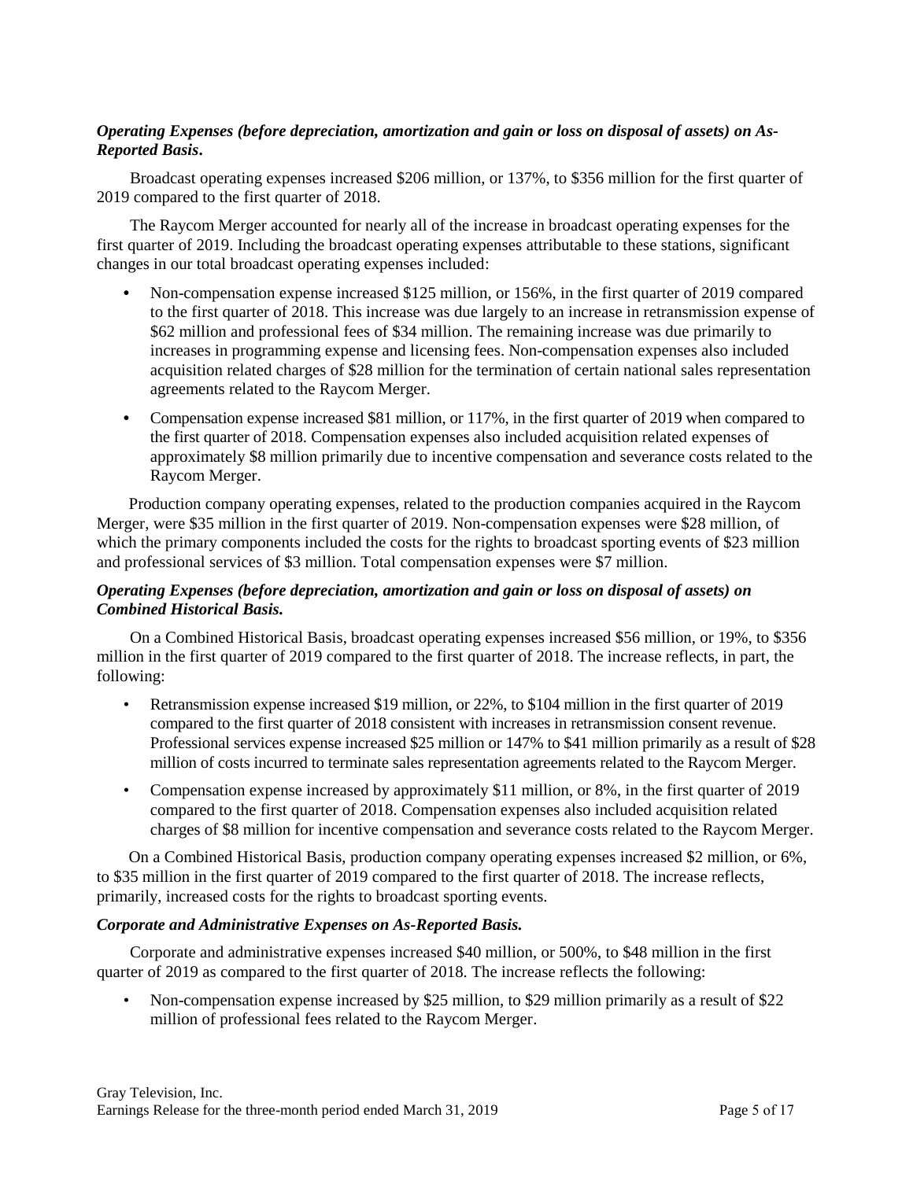***Operating Expenses (before depreciation, amortization and gain or loss on disposal of assets) on As-Reported Basis.***

Broadcast operating expenses increased $206 million, or 137%, to $356 million for the first quarter of 2019 compared to the first quarter of 2018.

The Raycom Merger accounted for nearly all of the increase in broadcast operating expenses for the first quarter of 2019. Including the broadcast operating expenses attributable to these stations, significant changes in our total broadcast operating expenses included:

- Non-compensation expense increased $125 million, or 156%, in the first quarter of 2019 compared to the first quarter of 2018. This increase was due largely to an increase in retransmission expense of $62 million and professional fees of $34 million. The remaining increase was due primarily to increases in programming expense and licensing fees. Non-compensation expenses also included acquisition related charges of $28 million for the termination of certain national sales representation agreements related to the Raycom Merger.
- Compensation expense increased $81 million, or 117%, in the first quarter of 2019 when compared to the first quarter of 2018. Compensation expenses also included acquisition related expenses of approximately $8 million primarily due to incentive compensation and severance costs related to the Raycom Merger.

Production company operating expenses, related to the production companies acquired in the Raycom Merger, were $35 million in the first quarter of 2019. Non-compensation expenses were $28 million, of which the primary components included the costs for the rights to broadcast sporting events of $23 million and professional services of $3 million. Total compensation expenses were $7 million.

***Operating Expenses (before depreciation, amortization and gain or loss on disposal of assets) on Combined Historical Basis.***

On a Combined Historical Basis, broadcast operating expenses increased $56 million, or 19%, to $356 million in the first quarter of 2019 compared to the first quarter of 2018. The increase reflects, in part, the following:

- Retransmission expense increased $19 million, or 22%, to $104 million in the first quarter of 2019 compared to the first quarter of 2018 consistent with increases in retransmission consent revenue. Professional services expense increased $25 million or 147% to $41 million primarily as a result of $28 million of costs incurred to terminate sales representation agreements related to the Raycom Merger.
- Compensation expense increased by approximately $11 million, or 8%, in the first quarter of 2019 compared to the first quarter of 2018. Compensation expenses also included acquisition related charges of $8 million for incentive compensation and severance costs related to the Raycom Merger.

On a Combined Historical Basis, production company operating expenses increased $2 million, or 6%, to $35 million in the first quarter of 2019 compared to the first quarter of 2018. The increase reflects, primarily, increased costs for the rights to broadcast sporting events.

***Corporate and Administrative Expenses on As-Reported Basis.***

Corporate and administrative expenses increased $40 million, or 500%, to $48 million in the first quarter of 2019 as compared to the first quarter of 2018. The increase reflects the following:

- Non-compensation expense increased by $25 million, to $29 million primarily as a result of $22 million of professional fees related to the Raycom Merger.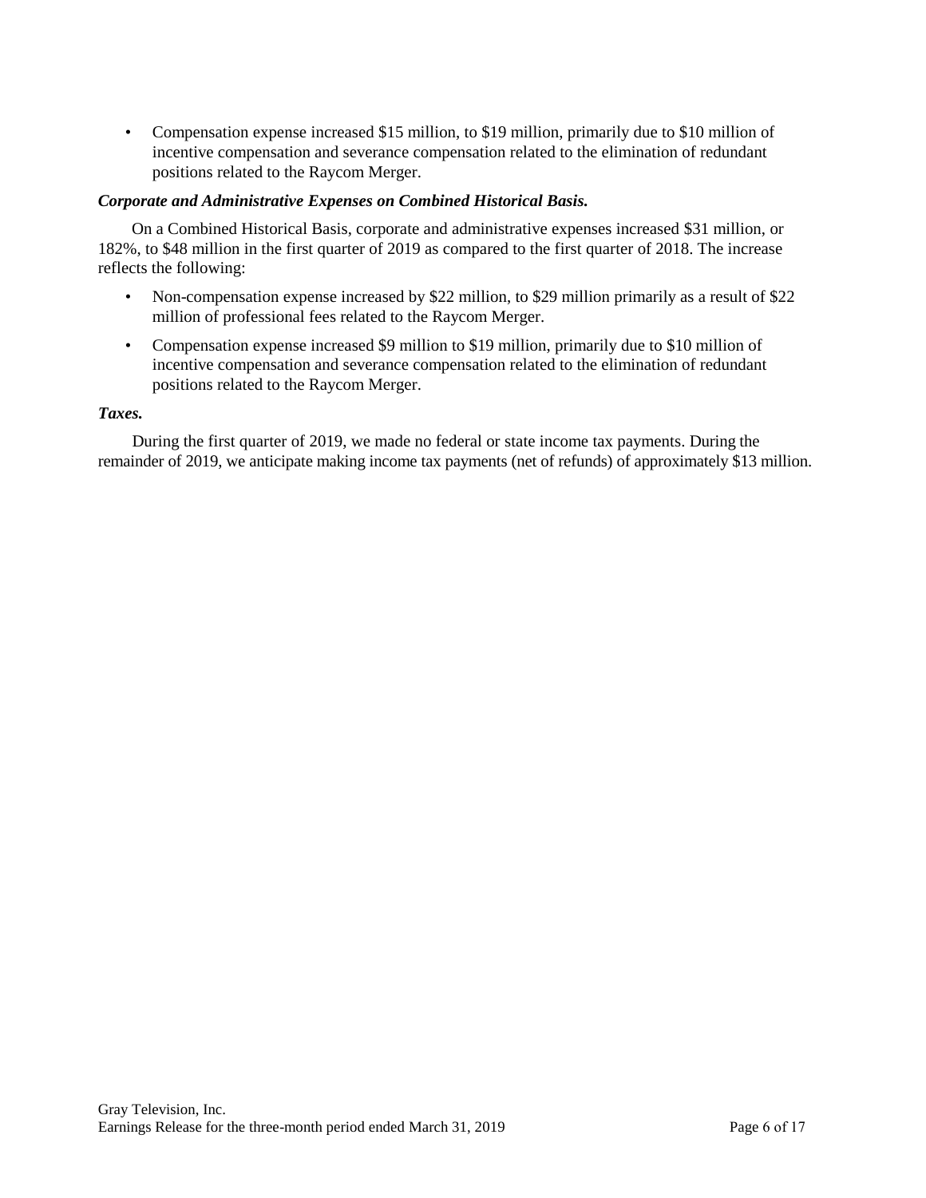- Compensation expense increased $15 million, to $19 million, primarily due to $10 million of incentive compensation and severance compensation related to the elimination of redundant positions related to the Raycom Merger.

***Corporate and Administrative Expenses on Combined Historical Basis.***

On a Combined Historical Basis, corporate and administrative expenses increased $31 million, or 182%, to $48 million in the first quarter of 2019 as compared to the first quarter of 2018. The increase reflects the following:

- Non-compensation expense increased by $22 million, to $29 million primarily as a result of $22 million of professional fees related to the Raycom Merger.
- Compensation expense increased $9 million to $19 million, primarily due to $10 million of incentive compensation and severance compensation related to the elimination of redundant positions related to the Raycom Merger.

***Taxes.***

During the first quarter of 2019, we made no federal or state income tax payments. During the remainder of 2019, we anticipate making income tax payments (net of refunds) of approximately $13 million.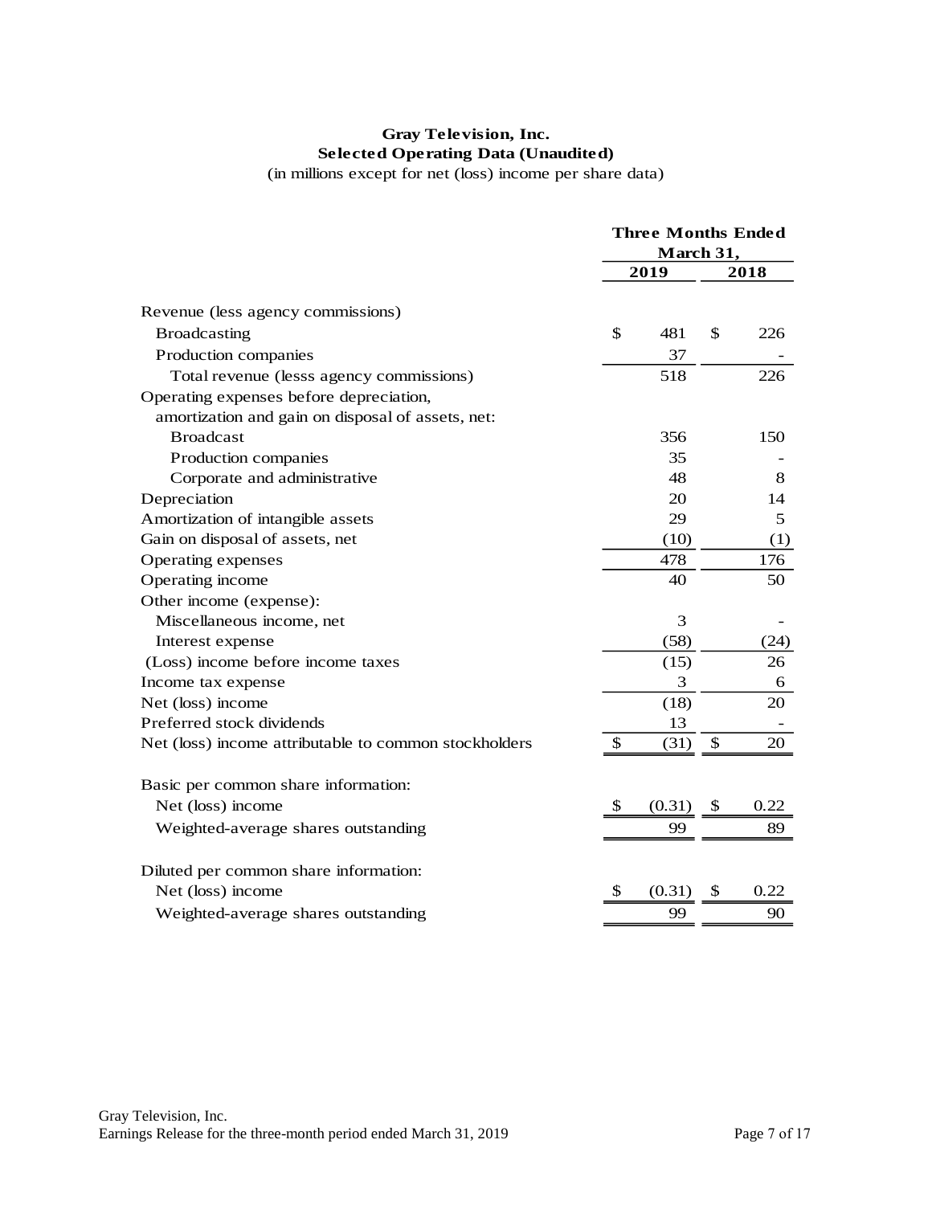**Gray Television, Inc.**
**Selected Operating Data (Unaudited)**
(in millions except for net (loss) income per share data)

| | Three Months Ended March 31, | |
|---|---|---|
| | **2019** | **2018** |
| Revenue (less agency commissions) | | |
| Broadcasting | $ 481 | $ 226 |
| Production companies | 37 | - |
| Total revenue (lesss agency commissions) | 518 | 226 |
| Operating expenses before depreciation, amortization and gain on disposal of assets, net: | | |
| Broadcast | 356 | 150 |
| Production companies | 35 | - |
| Corporate and administrative | 48 | 8 |
| Depreciation | 20 | 14 |
| Amortization of intangible assets | 29 | 5 |
| Gain on disposal of assets, net | (10) | (1) |
| Operating expenses | 478 | 176 |
| Operating income | 40 | 50 |
| Other income (expense): | | |
| Miscellaneous income, net | 3 | - |
| Interest expense | (58) | (24) |
| (Loss) income before income taxes | (15) | 26 |
| Income tax expense | 3 | 6 |
| Net (loss) income | (18) | 20 |
| Preferred stock dividends | 13 | - |
| Net (loss) income attributable to common stockholders | $ (31) | $ 20 |
| | | |
| Basic per common share information: | | |
| Net (loss) income | $ (0.31) | $ 0.22 |
| Weighted-average shares outstanding | 99 | 89 |
| | | |
| Diluted per common share information: | | |
| Net (loss) income | $ (0.31) | $ 0.22 |
| Weighted-average shares outstanding | 99 | 90 |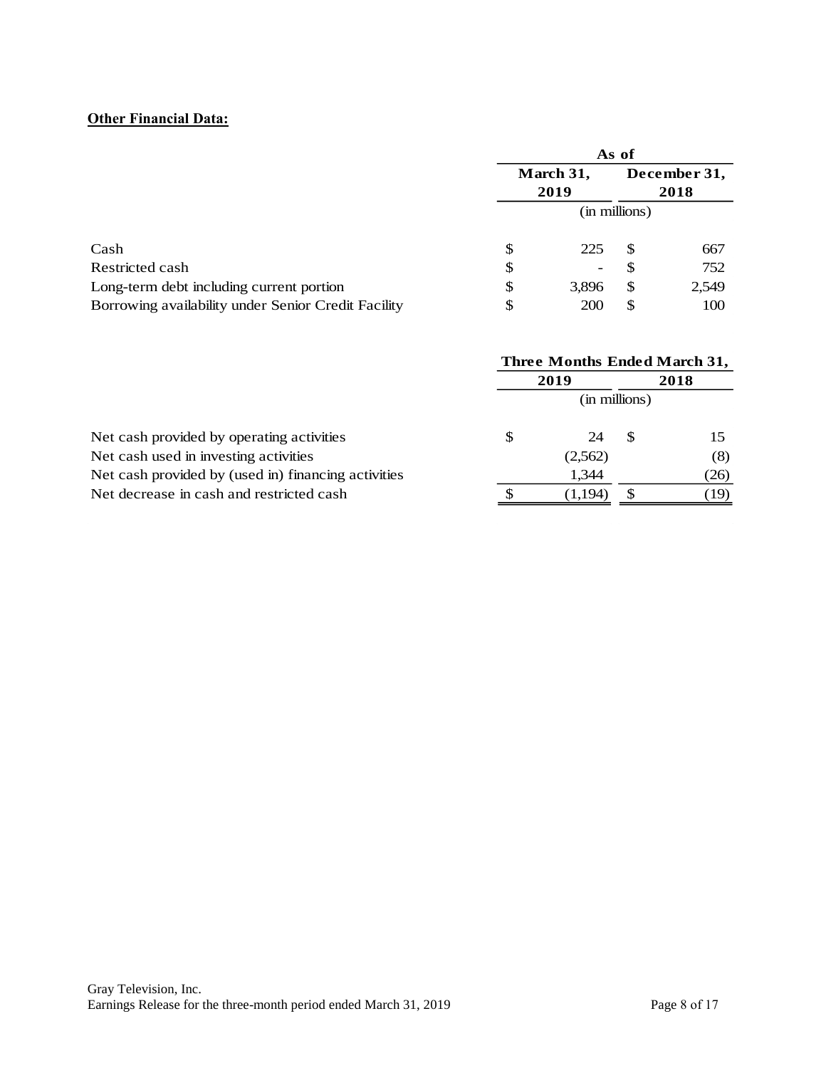**Other Financial Data:**

| | As of | |
|---|---|---|
| | March 31, 2019 | December 31, 2018 |
| | (in millions) | |
| Cash | $ 225 | $ 667 |
| Restricted cash | $ - | $ 752 |
| Long-term debt including current portion | $ 3,896 | $ 2,549 |
| Borrowing availability under Senior Credit Facility | $ 200 | $ 100 |

| | Three Months Ended March 31, | |
|---|---|---|
| | 2019 | 2018 |
| | (in millions) | |
| Net cash provided by operating activities | $ 24 | $ 15 |
| Net cash used in investing activities | (2,562) | (8) |
| Net cash provided by (used in) financing activities | 1,344 | (26) |
| Net decrease in cash and restricted cash | $ (1,194) | $ (19) |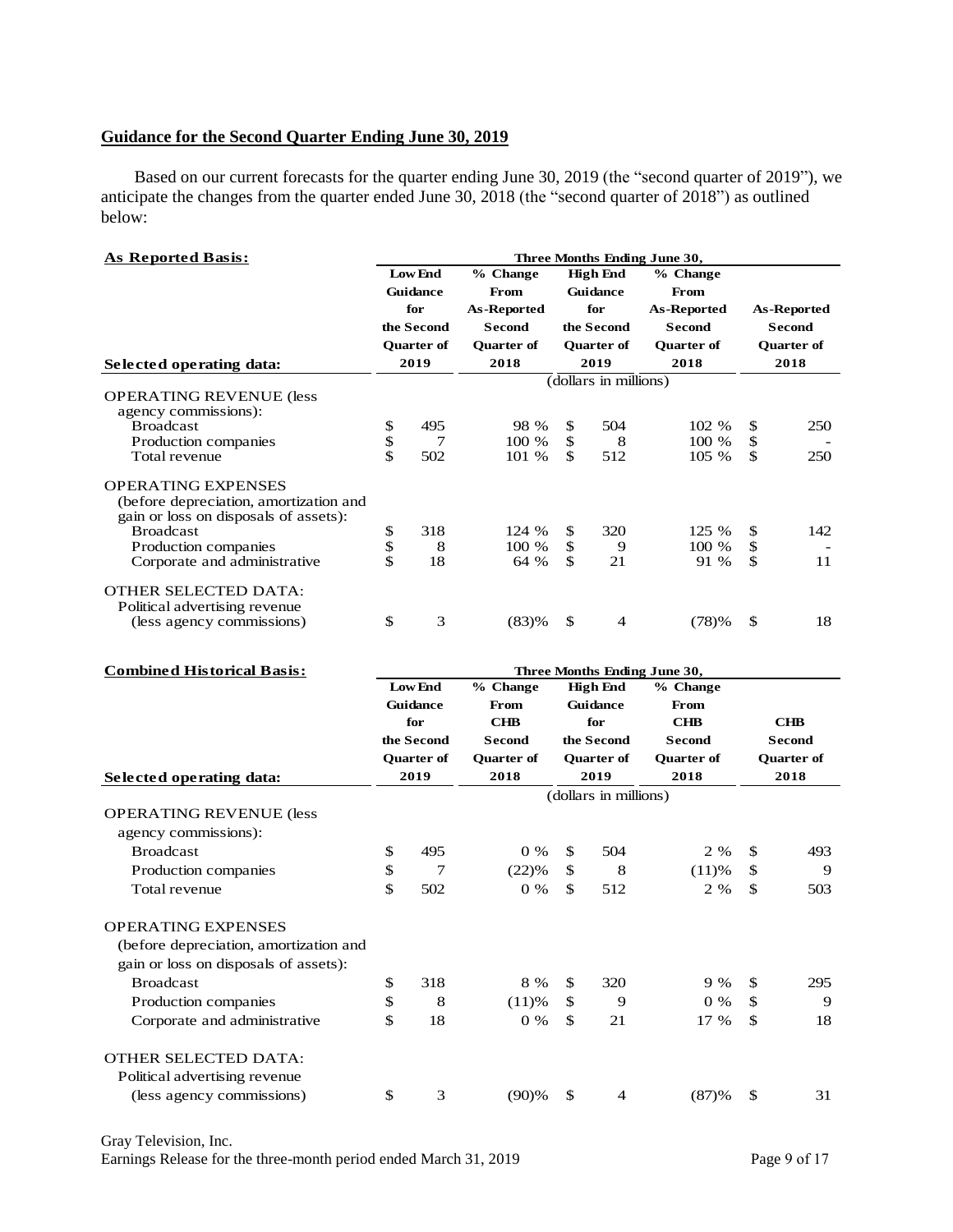## Guidance for the Second Quarter Ending June 30, 2019

Based on our current forecasts for the quarter ending June 30, 2019 (the "second quarter of 2019"), we anticipate the changes from the quarter ended June 30, 2018 (the "second quarter of 2018") as outlined below:

**As Reported Basis:**

| | Three Months Ending June 30, | | | | |
|---|---|---|---|---|---|
| **Selected operating data:** | **Low End Guidance for the Second Quarter of 2019** | **% Change From As-Reported Second Quarter of 2018** | **High End Guidance for the Second Quarter of 2019** | **% Change From As-Reported Second Quarter of 2018** | **As-Reported Second Quarter of 2018** |
| | (dollars in millions) | | | | |
| OPERATING REVENUE (less agency commissions): | | | | | |
| Broadcast | $ 495 | 98 % | $ 504 | 102 % | $ 250 |
| Production companies | $ 7 | 100 % | $ 8 | 100 % | $ - |
| Total revenue | $ 502 | 101 % | $ 512 | 105 % | $ 250 |
| OPERATING EXPENSES (before depreciation, amortization and gain or loss on disposals of assets): | | | | | |
| Broadcast | $ 318 | 124 % | $ 320 | 125 % | $ 142 |
| Production companies | $ 8 | 100 % | $ 9 | 100 % | $ - |
| Corporate and administrative | $ 18 | 64 % | $ 21 | 91 % | $ 11 |
| OTHER SELECTED DATA: | | | | | |
| Political advertising revenue (less agency commissions) | $ 3 | (83)% | $ 4 | (78)% | $ 18 |

**Combined Historical Basis:**

| | Three Months Ending June 30, | | | | |
|---|---|---|---|---|---|
| **Selected operating data:** | **Low End Guidance for the Second Quarter of 2019** | **% Change From CHB Second Quarter of 2018** | **High End Guidance for the Second Quarter of 2019** | **% Change From CHB Second Quarter of 2018** | **CHB Second Quarter of 2018** |
| | (dollars in millions) | | | | |
| OPERATING REVENUE (less agency commissions): | | | | | |
| Broadcast | $ 495 | 0 % | $ 504 | 2 % | $ 493 |
| Production companies | $ 7 | (22)% | $ 8 | (11)% | $ 9 |
| Total revenue | $ 502 | 0 % | $ 512 | 2 % | $ 503 |
| OPERATING EXPENSES (before depreciation, amortization and gain or loss on disposals of assets): | | | | | |
| Broadcast | $ 318 | 8 % | $ 320 | 9 % | $ 295 |
| Production companies | $ 8 | (11)% | $ 9 | 0 % | $ 9 |
| Corporate and administrative | $ 18 | 0 % | $ 21 | 17 % | $ 18 |
| OTHER SELECTED DATA: | | | | | |
| Political advertising revenue (less agency commissions) | $ 3 | (90)% | $ 4 | (87)% | $ 31 |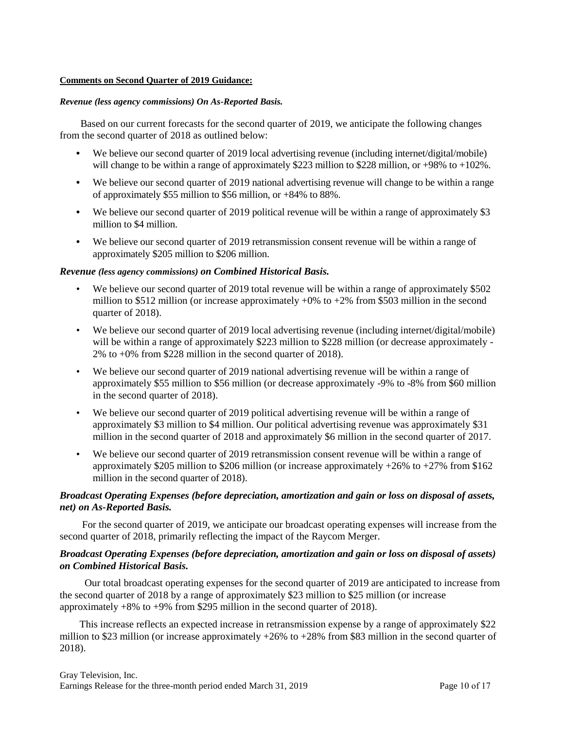**Comments on Second Quarter of 2019 Guidance:**

***Revenue (less agency commissions) On As-Reported Basis.***

Based on our current forecasts for the second quarter of 2019, we anticipate the following changes from the second quarter of 2018 as outlined below:

- We believe our second quarter of 2019 local advertising revenue (including internet/digital/mobile) will change to be within a range of approximately $223 million to $228 million, or +98% to +102%.
- We believe our second quarter of 2019 national advertising revenue will change to be within a range of approximately $55 million to $56 million, or +84% to 88%.
- We believe our second quarter of 2019 political revenue will be within a range of approximately $3 million to $4 million.
- We believe our second quarter of 2019 retransmission consent revenue will be within a range of approximately $205 million to $206 million.

***Revenue (less agency commissions) on Combined Historical Basis.***

- We believe our second quarter of 2019 total revenue will be within a range of approximately $502 million to $512 million (or increase approximately +0% to +2% from $503 million in the second quarter of 2018).
- We believe our second quarter of 2019 local advertising revenue (including internet/digital/mobile) will be within a range of approximately $223 million to $228 million (or decrease approximately -2% to +0% from $228 million in the second quarter of 2018).
- We believe our second quarter of 2019 national advertising revenue will be within a range of approximately $55 million to $56 million (or decrease approximately -9% to -8% from $60 million in the second quarter of 2018).
- We believe our second quarter of 2019 political advertising revenue will be within a range of approximately $3 million to $4 million. Our political advertising revenue was approximately $31 million in the second quarter of 2018 and approximately $6 million in the second quarter of 2017.
- We believe our second quarter of 2019 retransmission consent revenue will be within a range of approximately $205 million to $206 million (or increase approximately +26% to +27% from $162 million in the second quarter of 2018).

***Broadcast Operating Expenses (before depreciation, amortization and gain or loss on disposal of assets, net) on As-Reported Basis.***

For the second quarter of 2019, we anticipate our broadcast operating expenses will increase from the second quarter of 2018, primarily reflecting the impact of the Raycom Merger.

***Broadcast Operating Expenses (before depreciation, amortization and gain or loss on disposal of assets) on Combined Historical Basis.***

Our total broadcast operating expenses for the second quarter of 2019 are anticipated to increase from the second quarter of 2018 by a range of approximately $23 million to $25 million (or increase approximately +8% to +9% from $295 million in the second quarter of 2018).

This increase reflects an expected increase in retransmission expense by a range of approximately $22 million to $23 million (or increase approximately +26% to +28% from $83 million in the second quarter of 2018).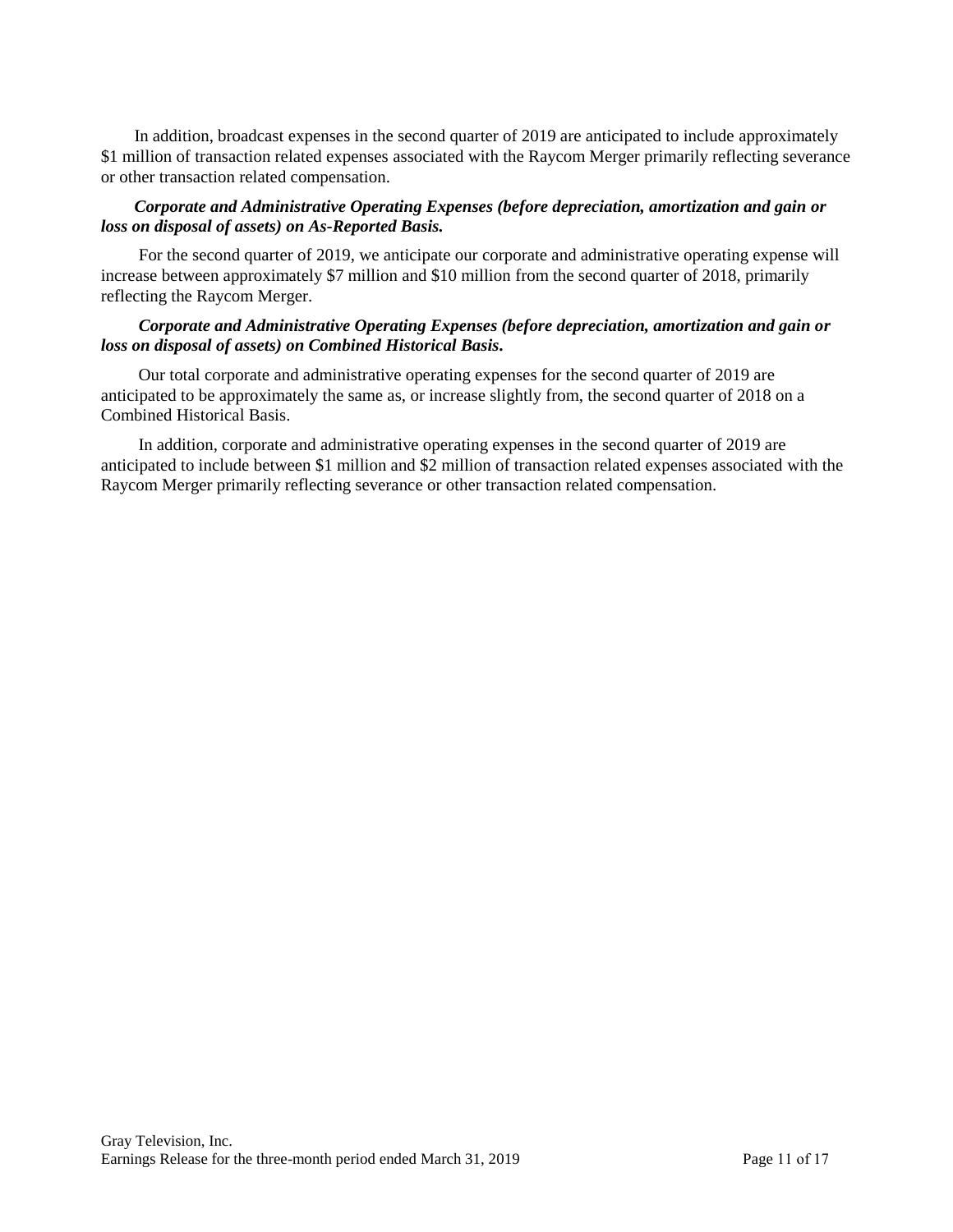In addition, broadcast expenses in the second quarter of 2019 are anticipated to include approximately $1 million of transaction related expenses associated with the Raycom Merger primarily reflecting severance or other transaction related compensation.

***Corporate and Administrative Operating Expenses (before depreciation, amortization and gain or loss on disposal of assets) on As-Reported Basis.***

For the second quarter of 2019, we anticipate our corporate and administrative operating expense will increase between approximately $7 million and $10 million from the second quarter of 2018, primarily reflecting the Raycom Merger.

***Corporate and Administrative Operating Expenses (before depreciation, amortization and gain or loss on disposal of assets) on Combined Historical Basis.***

Our total corporate and administrative operating expenses for the second quarter of 2019 are anticipated to be approximately the same as, or increase slightly from, the second quarter of 2018 on a Combined Historical Basis.

In addition, corporate and administrative operating expenses in the second quarter of 2019 are anticipated to include between $1 million and $2 million of transaction related expenses associated with the Raycom Merger primarily reflecting severance or other transaction related compensation.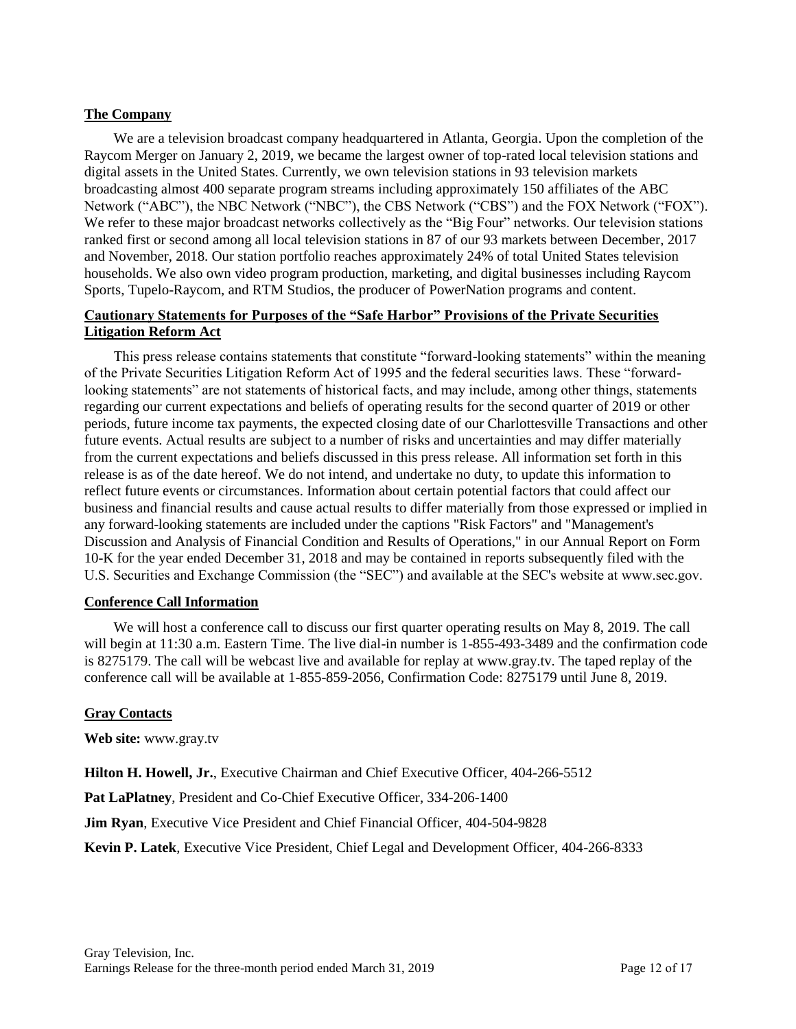## The Company

We are a television broadcast company headquartered in Atlanta, Georgia. Upon the completion of the Raycom Merger on January 2, 2019, we became the largest owner of top-rated local television stations and digital assets in the United States. Currently, we own television stations in 93 television markets broadcasting almost 400 separate program streams including approximately 150 affiliates of the ABC Network ("ABC"), the NBC Network ("NBC"), the CBS Network ("CBS") and the FOX Network ("FOX"). We refer to these major broadcast networks collectively as the "Big Four" networks. Our television stations ranked first or second among all local television stations in 87 of our 93 markets between December, 2017 and November, 2018. Our station portfolio reaches approximately 24% of total United States television households. We also own video program production, marketing, and digital businesses including Raycom Sports, Tupelo-Raycom, and RTM Studios, the producer of PowerNation programs and content.

## Cautionary Statements for Purposes of the "Safe Harbor" Provisions of the Private Securities Litigation Reform Act

This press release contains statements that constitute "forward-looking statements" within the meaning of the Private Securities Litigation Reform Act of 1995 and the federal securities laws. These "forward-looking statements" are not statements of historical facts, and may include, among other things, statements regarding our current expectations and beliefs of operating results for the second quarter of 2019 or other periods, future income tax payments, the expected closing date of our Charlottesville Transactions and other future events. Actual results are subject to a number of risks and uncertainties and may differ materially from the current expectations and beliefs discussed in this press release. All information set forth in this release is as of the date hereof. We do not intend, and undertake no duty, to update this information to reflect future events or circumstances. Information about certain potential factors that could affect our business and financial results and cause actual results to differ materially from those expressed or implied in any forward-looking statements are included under the captions "Risk Factors" and "Management's Discussion and Analysis of Financial Condition and Results of Operations," in our Annual Report on Form 10-K for the year ended December 31, 2018 and may be contained in reports subsequently filed with the U.S. Securities and Exchange Commission (the "SEC") and available at the SEC's website at www.sec.gov.

## Conference Call Information

We will host a conference call to discuss our first quarter operating results on May 8, 2019. The call will begin at 11:30 a.m. Eastern Time. The live dial-in number is 1-855-493-3489 and the confirmation code is 8275179. The call will be webcast live and available for replay at www.gray.tv. The taped replay of the conference call will be available at 1-855-859-2056, Confirmation Code: 8275179 until June 8, 2019.

## Gray Contacts

**Web site:** www.gray.tv

**Hilton H. Howell, Jr.**, Executive Chairman and Chief Executive Officer, 404-266-5512

**Pat LaPlatney**, President and Co-Chief Executive Officer, 334-206-1400

**Jim Ryan**, Executive Vice President and Chief Financial Officer, 404-504-9828

**Kevin P. Latek**, Executive Vice President, Chief Legal and Development Officer, 404-266-8333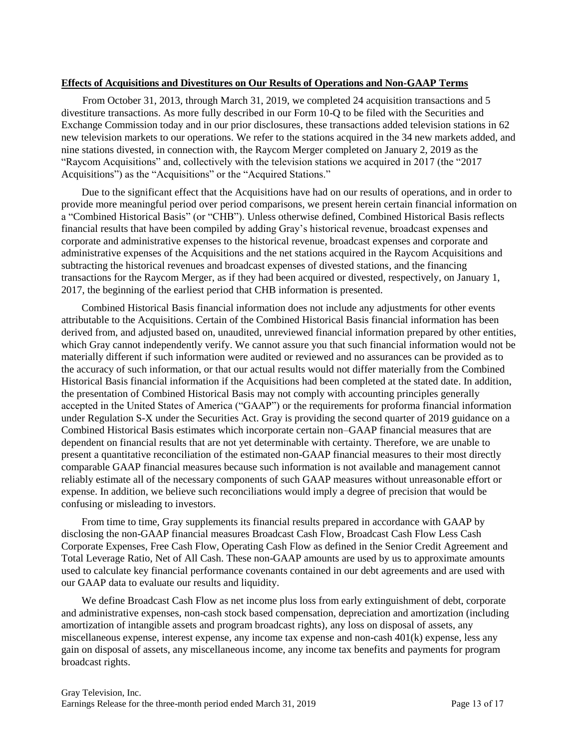**Effects of Acquisitions and Divestitures on Our Results of Operations and Non-GAAP Terms**

From October 31, 2013, through March 31, 2019, we completed 24 acquisition transactions and 5 divestiture transactions. As more fully described in our Form 10-Q to be filed with the Securities and Exchange Commission today and in our prior disclosures, these transactions added television stations in 62 new television markets to our operations. We refer to the stations acquired in the 34 new markets added, and nine stations divested, in connection with, the Raycom Merger completed on January 2, 2019 as the "Raycom Acquisitions" and, collectively with the television stations we acquired in 2017 (the "2017 Acquisitions") as the "Acquisitions" or the "Acquired Stations."

Due to the significant effect that the Acquisitions have had on our results of operations, and in order to provide more meaningful period over period comparisons, we present herein certain financial information on a "Combined Historical Basis" (or "CHB"). Unless otherwise defined, Combined Historical Basis reflects financial results that have been compiled by adding Gray's historical revenue, broadcast expenses and corporate and administrative expenses to the historical revenue, broadcast expenses and corporate and administrative expenses of the Acquisitions and the net stations acquired in the Raycom Acquisitions and subtracting the historical revenues and broadcast expenses of divested stations, and the financing transactions for the Raycom Merger, as if they had been acquired or divested, respectively, on January 1, 2017, the beginning of the earliest period that CHB information is presented.

Combined Historical Basis financial information does not include any adjustments for other events attributable to the Acquisitions. Certain of the Combined Historical Basis financial information has been derived from, and adjusted based on, unaudited, unreviewed financial information prepared by other entities, which Gray cannot independently verify. We cannot assure you that such financial information would not be materially different if such information were audited or reviewed and no assurances can be provided as to the accuracy of such information, or that our actual results would not differ materially from the Combined Historical Basis financial information if the Acquisitions had been completed at the stated date. In addition, the presentation of Combined Historical Basis may not comply with accounting principles generally accepted in the United States of America ("GAAP") or the requirements for proforma financial information under Regulation S-X under the Securities Act. Gray is providing the second quarter of 2019 guidance on a Combined Historical Basis estimates which incorporate certain non–GAAP financial measures that are dependent on financial results that are not yet determinable with certainty. Therefore, we are unable to present a quantitative reconciliation of the estimated non-GAAP financial measures to their most directly comparable GAAP financial measures because such information is not available and management cannot reliably estimate all of the necessary components of such GAAP measures without unreasonable effort or expense. In addition, we believe such reconciliations would imply a degree of precision that would be confusing or misleading to investors.

From time to time, Gray supplements its financial results prepared in accordance with GAAP by disclosing the non-GAAP financial measures Broadcast Cash Flow, Broadcast Cash Flow Less Cash Corporate Expenses, Free Cash Flow, Operating Cash Flow as defined in the Senior Credit Agreement and Total Leverage Ratio, Net of All Cash. These non-GAAP amounts are used by us to approximate amounts used to calculate key financial performance covenants contained in our debt agreements and are used with our GAAP data to evaluate our results and liquidity.

We define Broadcast Cash Flow as net income plus loss from early extinguishment of debt, corporate and administrative expenses, non-cash stock based compensation, depreciation and amortization (including amortization of intangible assets and program broadcast rights), any loss on disposal of assets, any miscellaneous expense, interest expense, any income tax expense and non-cash 401(k) expense, less any gain on disposal of assets, any miscellaneous income, any income tax benefits and payments for program broadcast rights.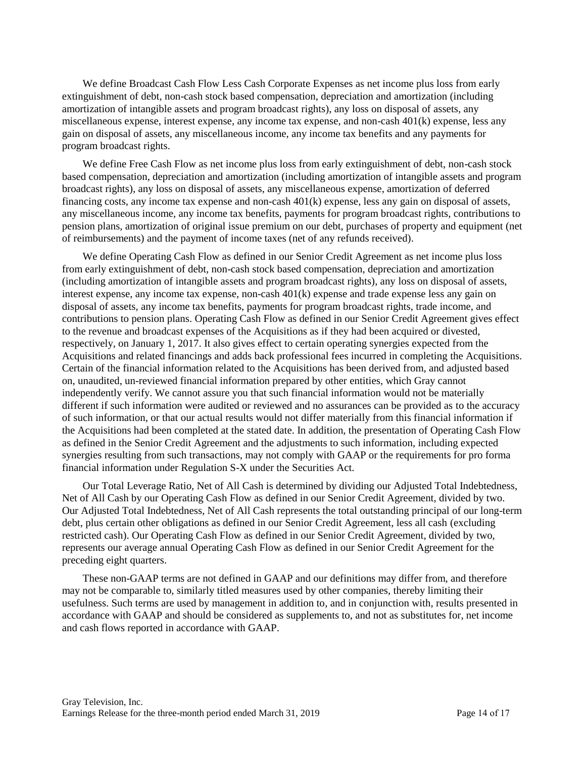We define Broadcast Cash Flow Less Cash Corporate Expenses as net income plus loss from early extinguishment of debt, non-cash stock based compensation, depreciation and amortization (including amortization of intangible assets and program broadcast rights), any loss on disposal of assets, any miscellaneous expense, interest expense, any income tax expense, and non-cash 401(k) expense, less any gain on disposal of assets, any miscellaneous income, any income tax benefits and any payments for program broadcast rights.

We define Free Cash Flow as net income plus loss from early extinguishment of debt, non-cash stock based compensation, depreciation and amortization (including amortization of intangible assets and program broadcast rights), any loss on disposal of assets, any miscellaneous expense, amortization of deferred financing costs, any income tax expense and non-cash 401(k) expense, less any gain on disposal of assets, any miscellaneous income, any income tax benefits, payments for program broadcast rights, contributions to pension plans, amortization of original issue premium on our debt, purchases of property and equipment (net of reimbursements) and the payment of income taxes (net of any refunds received).

We define Operating Cash Flow as defined in our Senior Credit Agreement as net income plus loss from early extinguishment of debt, non-cash stock based compensation, depreciation and amortization (including amortization of intangible assets and program broadcast rights), any loss on disposal of assets, interest expense, any income tax expense, non-cash 401(k) expense and trade expense less any gain on disposal of assets, any income tax benefits, payments for program broadcast rights, trade income, and contributions to pension plans. Operating Cash Flow as defined in our Senior Credit Agreement gives effect to the revenue and broadcast expenses of the Acquisitions as if they had been acquired or divested, respectively, on January 1, 2017. It also gives effect to certain operating synergies expected from the Acquisitions and related financings and adds back professional fees incurred in completing the Acquisitions. Certain of the financial information related to the Acquisitions has been derived from, and adjusted based on, unaudited, un-reviewed financial information prepared by other entities, which Gray cannot independently verify. We cannot assure you that such financial information would not be materially different if such information were audited or reviewed and no assurances can be provided as to the accuracy of such information, or that our actual results would not differ materially from this financial information if the Acquisitions had been completed at the stated date. In addition, the presentation of Operating Cash Flow as defined in the Senior Credit Agreement and the adjustments to such information, including expected synergies resulting from such transactions, may not comply with GAAP or the requirements for pro forma financial information under Regulation S-X under the Securities Act.

Our Total Leverage Ratio, Net of All Cash is determined by dividing our Adjusted Total Indebtedness, Net of All Cash by our Operating Cash Flow as defined in our Senior Credit Agreement, divided by two. Our Adjusted Total Indebtedness, Net of All Cash represents the total outstanding principal of our long-term debt, plus certain other obligations as defined in our Senior Credit Agreement, less all cash (excluding restricted cash). Our Operating Cash Flow as defined in our Senior Credit Agreement, divided by two, represents our average annual Operating Cash Flow as defined in our Senior Credit Agreement for the preceding eight quarters.

These non-GAAP terms are not defined in GAAP and our definitions may differ from, and therefore may not be comparable to, similarly titled measures used by other companies, thereby limiting their usefulness. Such terms are used by management in addition to, and in conjunction with, results presented in accordance with GAAP and should be considered as supplements to, and not as substitutes for, net income and cash flows reported in accordance with GAAP.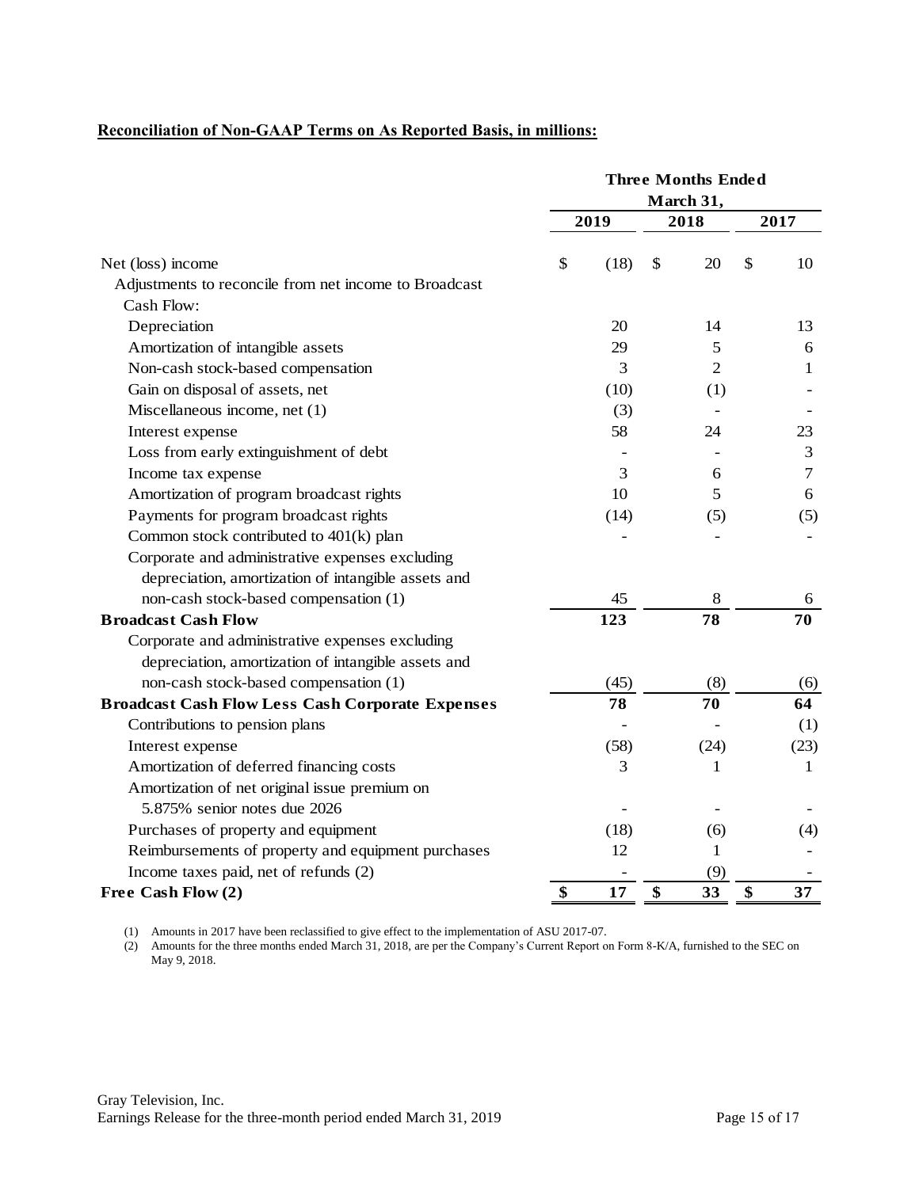**Reconciliation of Non-GAAP Terms on As Reported Basis, in millions:**

| | Three Months Ended March 31, | | |
|---|---|---|---|
| | 2019 | 2018 | 2017 |
| Net (loss) income | $ (18) | $ 20 | $ 10 |
| Adjustments to reconcile from net income to Broadcast Cash Flow: | | | |
| Depreciation | 20 | 14 | 13 |
| Amortization of intangible assets | 29 | 5 | 6 |
| Non-cash stock-based compensation | 3 | 2 | 1 |
| Gain on disposal of assets, net | (10) | (1) | - |
| Miscellaneous income, net (1) | (3) | - | - |
| Interest expense | 58 | 24 | 23 |
| Loss from early extinguishment of debt | - | - | 3 |
| Income tax expense | 3 | 6 | 7 |
| Amortization of program broadcast rights | 10 | 5 | 6 |
| Payments for program broadcast rights | (14) | (5) | (5) |
| Common stock contributed to 401(k) plan | - | - | - |
| Corporate and administrative expenses excluding depreciation, amortization of intangible assets and non-cash stock-based compensation (1) | 45 | 8 | 6 |
| **Broadcast Cash Flow** | **123** | **78** | **70** |
| Corporate and administrative expenses excluding depreciation, amortization of intangible assets and non-cash stock-based compensation (1) | (45) | (8) | (6) |
| **Broadcast Cash Flow Less Cash Corporate Expenses** | **78** | **70** | **64** |
| Contributions to pension plans | - | - | (1) |
| Interest expense | (58) | (24) | (23) |
| Amortization of deferred financing costs | 3 | 1 | 1 |
| Amortization of net original issue premium on 5.875% senior notes due 2026 | - | - | - |
| Purchases of property and equipment | (18) | (6) | (4) |
| Reimbursements of property and equipment purchases | 12 | 1 | - |
| Income taxes paid, net of refunds (2) | - | (9) | - |
| **Free Cash Flow (2)** | **$ 17** | **$ 33** | **$ 37** |

(1) Amounts in 2017 have been reclassified to give effect to the implementation of ASU 2017-07.

(2) Amounts for the three months ended March 31, 2018, are per the Company's Current Report on Form 8-K/A, furnished to the SEC on May 9, 2018.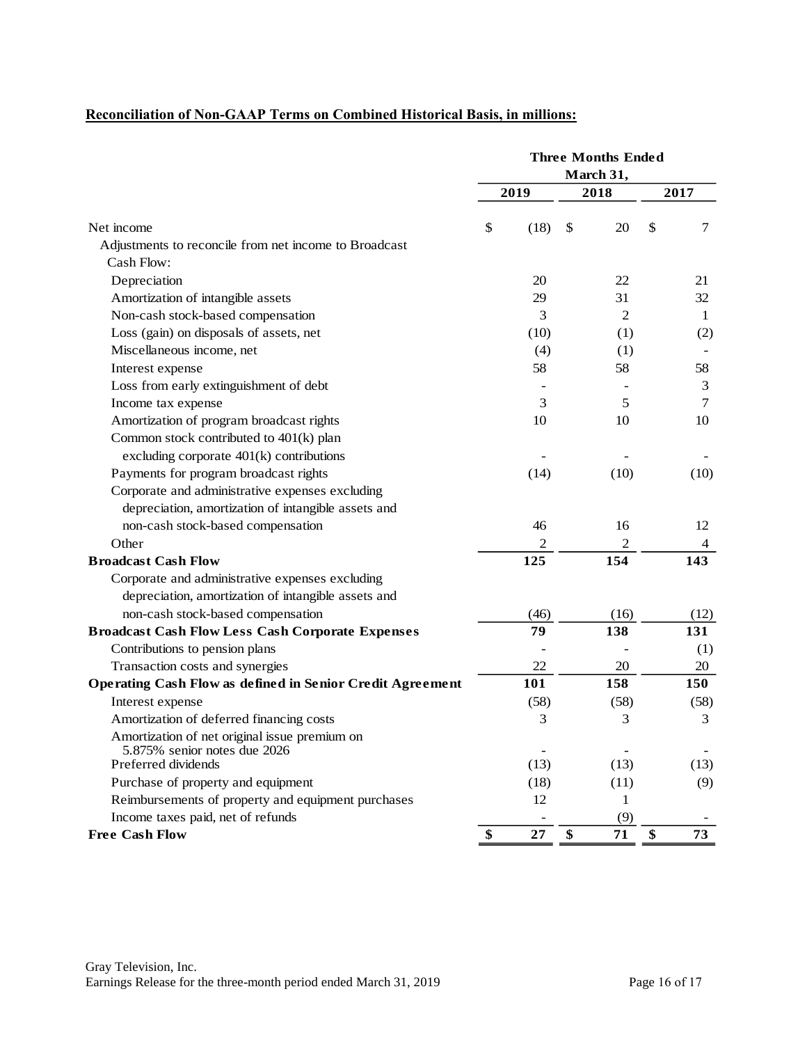**Reconciliation of Non-GAAP Terms on Combined Historical Basis, in millions:**

| | Three Months Ended March 31, | | |
|---|---|---|---|
| | 2019 | 2018 | 2017 |
| Net income | $ (18) | $ 20 | $ 7 |
| Adjustments to reconcile from net income to Broadcast Cash Flow: | | | |
| Depreciation | 20 | 22 | 21 |
| Amortization of intangible assets | 29 | 31 | 32 |
| Non-cash stock-based compensation | 3 | 2 | 1 |
| Loss (gain) on disposals of assets, net | (10) | (1) | (2) |
| Miscellaneous income, net | (4) | (1) | - |
| Interest expense | 58 | 58 | 58 |
| Loss from early extinguishment of debt | - | - | 3 |
| Income tax expense | 3 | 5 | 7 |
| Amortization of program broadcast rights | 10 | 10 | 10 |
| Common stock contributed to 401(k) plan excluding corporate 401(k) contributions | - | - | - |
| Payments for program broadcast rights | (14) | (10) | (10) |
| Corporate and administrative expenses excluding depreciation, amortization of intangible assets and non-cash stock-based compensation | 46 | 16 | 12 |
| Other | 2 | 2 | 4 |
| **Broadcast Cash Flow** | **125** | **154** | **143** |
| Corporate and administrative expenses excluding depreciation, amortization of intangible assets and non-cash stock-based compensation | (46) | (16) | (12) |
| **Broadcast Cash Flow Less Cash Corporate Expenses** | **79** | **138** | **131** |
| Contributions to pension plans | - | - | (1) |
| Transaction costs and synergies | 22 | 20 | 20 |
| **Operating Cash Flow as defined in Senior Credit Agreement** | **101** | **158** | **150** |
| Interest expense | (58) | (58) | (58) |
| Amortization of deferred financing costs | 3 | 3 | 3 |
| Amortization of net original issue premium on 5.875% senior notes due 2026 | - | - | - |
| Preferred dividends | (13) | (13) | (13) |
| Purchase of property and equipment | (18) | (11) | (9) |
| Reimbursements of property and equipment purchases | 12 | 1 | |
| Income taxes paid, net of refunds | - | (9) | - |
| **Free Cash Flow** | **$ 27** | **$ 71** | **$ 73** |

Gray Television, Inc.
Earnings Release for the three-month period ended March 31, 2019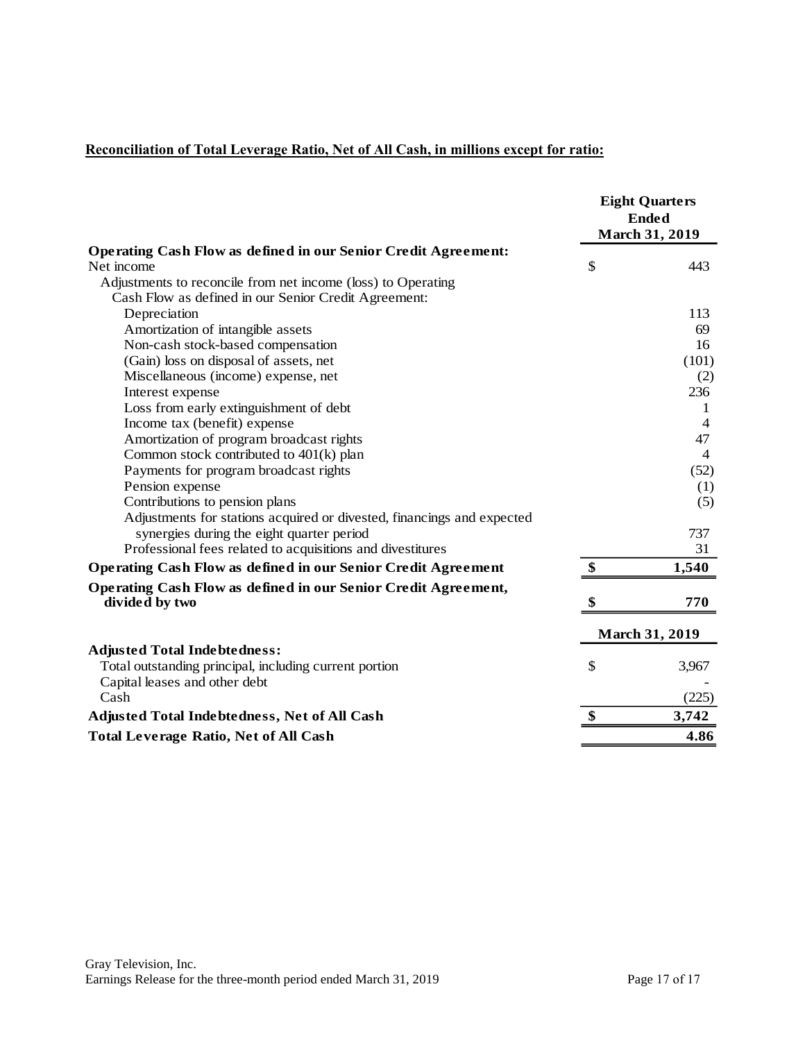**Reconciliation of Total Leverage Ratio, Net of All Cash, in millions except for ratio:**

| | Eight Quarters Ended March 31, 2019 |
|---|---|
| **Operating Cash Flow as defined in our Senior Credit Agreement:** | |
| Net income | $ 443 |
| Adjustments to reconcile from net income (loss) to Operating Cash Flow as defined in our Senior Credit Agreement: | |
| Depreciation | 113 |
| Amortization of intangible assets | 69 |
| Non-cash stock-based compensation | 16 |
| (Gain) loss on disposal of assets, net | (101) |
| Miscellaneous (income) expense, net | (2) |
| Interest expense | 236 |
| Loss from early extinguishment of debt | 1 |
| Income tax (benefit) expense | 4 |
| Amortization of program broadcast rights | 47 |
| Common stock contributed to 401(k) plan | 4 |
| Payments for program broadcast rights | (52) |
| Pension expense | (1) |
| Contributions to pension plans | (5) |
| Adjustments for stations acquired or divested, financings and expected synergies during the eight quarter period | 737 |
| Professional fees related to acquisitions and divestitures | 31 |
| **Operating Cash Flow as defined in our Senior Credit Agreement** | **$ 1,540** |
| **Operating Cash Flow as defined in our Senior Credit Agreement, divided by two** | **$ 770** |

| | March 31, 2019 |
|---|---|
| **Adjusted Total Indebtedness:** | |
| Total outstanding principal, including current portion | $ 3,967 |
| Capital leases and other debt | - |
| Cash | (225) |
| **Adjusted Total Indebtedness, Net of All Cash** | **$ 3,742** |
| **Total Leverage Ratio, Net of All Cash** | **4.86** |